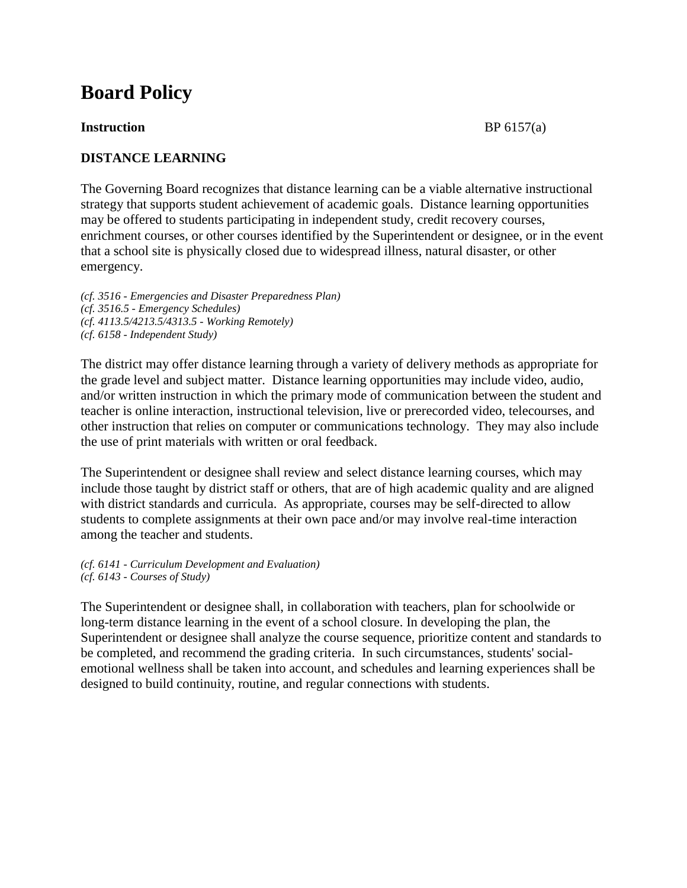# Board Policy

**Instruction** BP 6157(a)

**DISTANCE LEARNING**

The Governing Board recognizes that distance learning can be a viable alternative instructional strategy that supports student achievement of academic goals. Distance learning opportunities may be offered to students participating in independent study, credit recovery courses, enrichment courses, or other courses identified by the Superintendent or designee, or in the event that a school site is physically closed due to widespread illness, natural disaster, or other emergency.

*(cf. 3516 - Emergencies and Disaster Preparedness Plan)*
*(cf. 3516.5 - Emergency Schedules)*
*(cf. 4113.5/4213.5/4313.5 - Working Remotely)*
*(cf. 6158 - Independent Study)*

The district may offer distance learning through a variety of delivery methods as appropriate for the grade level and subject matter. Distance learning opportunities may include video, audio, and/or written instruction in which the primary mode of communication between the student and teacher is online interaction, instructional television, live or prerecorded video, telecourses, and other instruction that relies on computer or communications technology. They may also include the use of print materials with written or oral feedback.

The Superintendent or designee shall review and select distance learning courses, which may include those taught by district staff or others, that are of high academic quality and are aligned with district standards and curricula. As appropriate, courses may be self-directed to allow students to complete assignments at their own pace and/or may involve real-time interaction among the teacher and students.

*(cf. 6141 - Curriculum Development and Evaluation)*
*(cf. 6143 - Courses of Study)*

The Superintendent or designee shall, in collaboration with teachers, plan for schoolwide or long-term distance learning in the event of a school closure. In developing the plan, the Superintendent or designee shall analyze the course sequence, prioritize content and standards to be completed, and recommend the grading criteria. In such circumstances, students' social-emotional wellness shall be taken into account, and schedules and learning experiences shall be designed to build continuity, routine, and regular connections with students.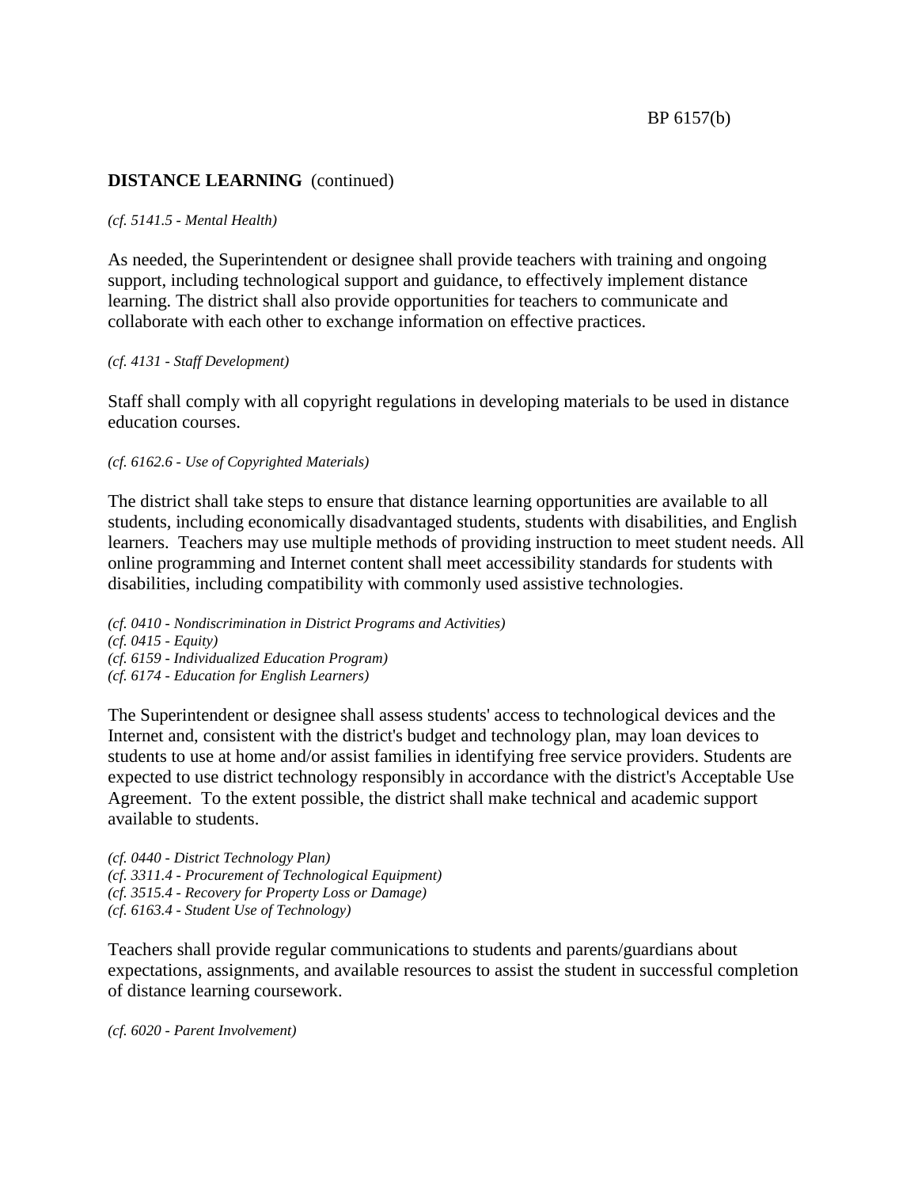**DISTANCE LEARNING** (continued)

*(cf. 5141.5 - Mental Health)*

As needed, the Superintendent or designee shall provide teachers with training and ongoing support, including technological support and guidance, to effectively implement distance learning. The district shall also provide opportunities for teachers to communicate and collaborate with each other to exchange information on effective practices.

*(cf. 4131 - Staff Development)*

Staff shall comply with all copyright regulations in developing materials to be used in distance education courses.

*(cf. 6162.6 - Use of Copyrighted Materials)*

The district shall take steps to ensure that distance learning opportunities are available to all students, including economically disadvantaged students, students with disabilities, and English learners. Teachers may use multiple methods of providing instruction to meet student needs. All online programming and Internet content shall meet accessibility standards for students with disabilities, including compatibility with commonly used assistive technologies.

*(cf. 0410 - Nondiscrimination in District Programs and Activities)*
*(cf. 0415 - Equity)*
*(cf. 6159 - Individualized Education Program)*
*(cf. 6174 - Education for English Learners)*

The Superintendent or designee shall assess students' access to technological devices and the Internet and, consistent with the district's budget and technology plan, may loan devices to students to use at home and/or assist families in identifying free service providers. Students are expected to use district technology responsibly in accordance with the district's Acceptable Use Agreement. To the extent possible, the district shall make technical and academic support available to students.

*(cf. 0440 - District Technology Plan)*
*(cf. 3311.4 - Procurement of Technological Equipment)*
*(cf. 3515.4 - Recovery for Property Loss or Damage)*
*(cf. 6163.4 - Student Use of Technology)*

Teachers shall provide regular communications to students and parents/guardians about expectations, assignments, and available resources to assist the student in successful completion of distance learning coursework.

*(cf. 6020 - Parent Involvement)*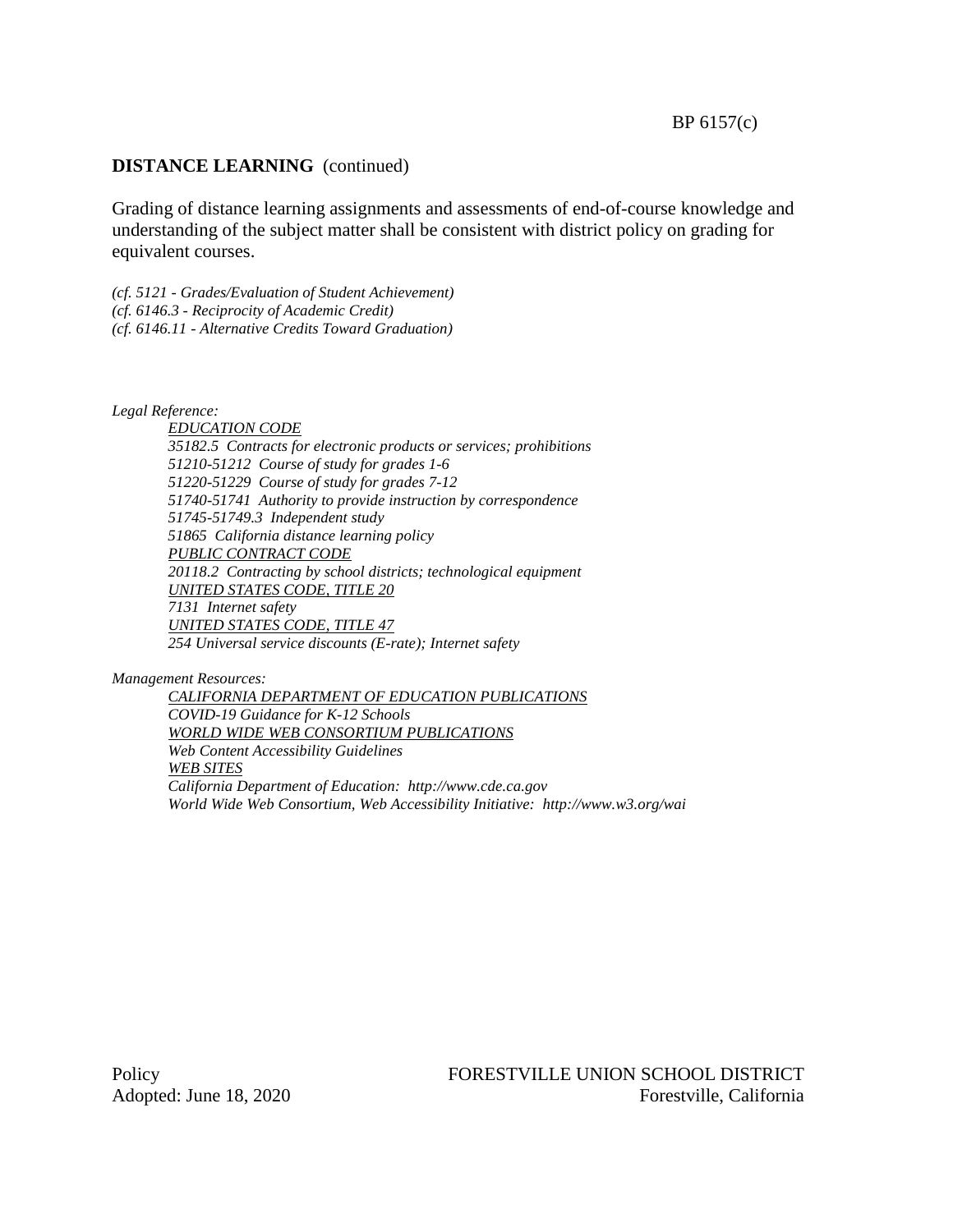**DISTANCE LEARNING** (continued)

Grading of distance learning assignments and assessments of end-of-course knowledge and understanding of the subject matter shall be consistent with district policy on grading for equivalent courses.

*(cf. 5121 - Grades/Evaluation of Student Achievement)*
*(cf. 6146.3 - Reciprocity of Academic Credit)*
*(cf. 6146.11 - Alternative Credits Toward Graduation)*

*Legal Reference:*

*EDUCATION CODE*
*35182.5 Contracts for electronic products or services; prohibitions*
*51210-51212 Course of study for grades 1-6*
*51220-51229 Course of study for grades 7-12*
*51740-51741 Authority to provide instruction by correspondence*
*51745-51749.3 Independent study*
*51865 California distance learning policy*
*PUBLIC CONTRACT CODE*
*20118.2 Contracting by school districts; technological equipment*
*UNITED STATES CODE, TITLE 20*
*7131 Internet safety*
*UNITED STATES CODE, TITLE 47*
*254 Universal service discounts (E-rate); Internet safety*

*Management Resources:*

*CALIFORNIA DEPARTMENT OF EDUCATION PUBLICATIONS*
*COVID-19 Guidance for K-12 Schools*
*WORLD WIDE WEB CONSORTIUM PUBLICATIONS*
*Web Content Accessibility Guidelines*
*WEB SITES*
*California Department of Education: http://www.cde.ca.gov*
*World Wide Web Consortium, Web Accessibility Initiative: http://www.w3.org/wai*

Policy
Adopted: June 18, 2020

FORESTVILLE UNION SCHOOL DISTRICT
Forestville, California